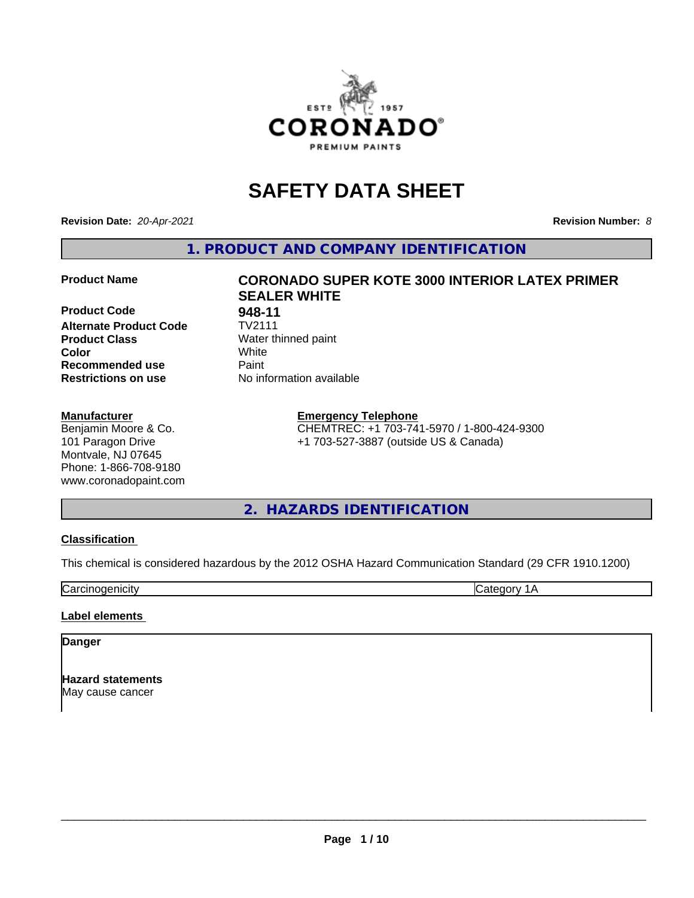# SAFETY DATA SHEET

**Revision Date:** *20-Apr-2021* **Revision Number:** *8*

## 1. PRODUCT AND COMPANY IDENTIFICATION

| | |
|---|---|
| **Product Name** | **CORONADO SUPER KOTE 3000 INTERIOR LATEX PRIMER SEALER WHITE** |
| **Product Code** | **948-11** |
| **Alternate Product Code** | TV2111 |
| **Product Class** | Water thinned paint |
| **Color** | White |
| **Recommended use** | Paint |
| **Restrictions on use** | No information available |

**Manufacturer**
Benjamin Moore & Co.
101 Paragon Drive
Montvale, NJ 07645
Phone: 1-866-708-9180
www.coronadopaint.com

**Emergency Telephone**
CHEMTREC: +1 703-741-5970 / 1-800-424-9300
+1 703-527-3887 (outside US & Canada)

## 2. HAZARDS IDENTIFICATION

**Classification**

This chemical is considered hazardous by the 2012 OSHA Hazard Communication Standard (29 CFR 1910.1200)

| | |
|---|---|
| Carcinogenicity | Category 1A |

**Label elements**

**Danger**

**Hazard statements**
May cause cancer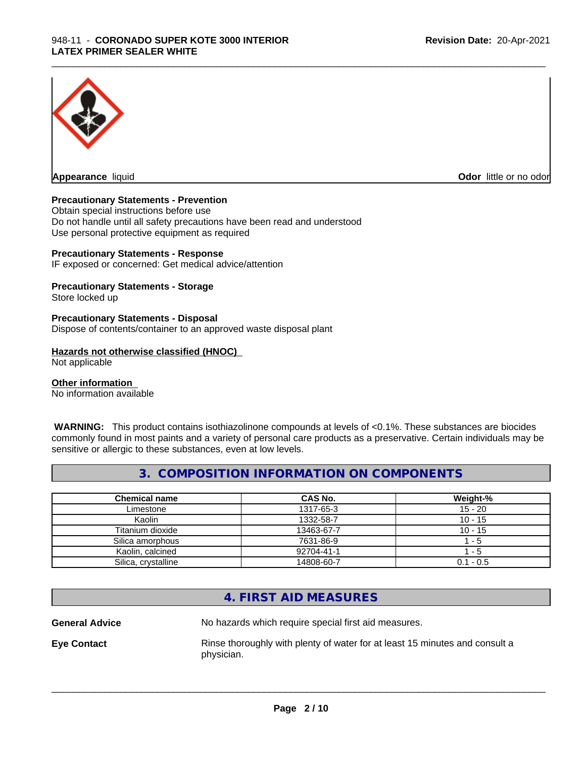**Appearance** liquid

**Odor** little or no odor

**Precautionary Statements - Prevention**
Obtain special instructions before use
Do not handle until all safety precautions have been read and understood
Use personal protective equipment as required

**Precautionary Statements - Response**
IF exposed or concerned: Get medical advice/attention

**Precautionary Statements - Storage**
Store locked up

**Precautionary Statements - Disposal**
Dispose of contents/container to an approved waste disposal plant

**Hazards not otherwise classified (HNOC)**
Not applicable

**Other information**
No information available

**WARNING:** This product contains isothiazolinone compounds at levels of <0.1%. These substances are biocides commonly found in most paints and a variety of personal care products as a preservative. Certain individuals may be sensitive or allergic to these substances, even at low levels.

## 3. COMPOSITION INFORMATION ON COMPONENTS

| Chemical name | CAS No. | Weight-% |
|---|---|---|
| Limestone | 1317-65-3 | 15 - 20 |
| Kaolin | 1332-58-7 | 10 - 15 |
| Titanium dioxide | 13463-67-7 | 10 - 15 |
| Silica amorphous | 7631-86-9 | 1 - 5 |
| Kaolin, calcined | 92704-41-1 | 1 - 5 |
| Silica, crystalline | 14808-60-7 | 0.1 - 0.5 |

## 4. FIRST AID MEASURES

**General Advice** No hazards which require special first aid measures.

**Eye Contact** Rinse thoroughly with plenty of water for at least 15 minutes and consult a physician.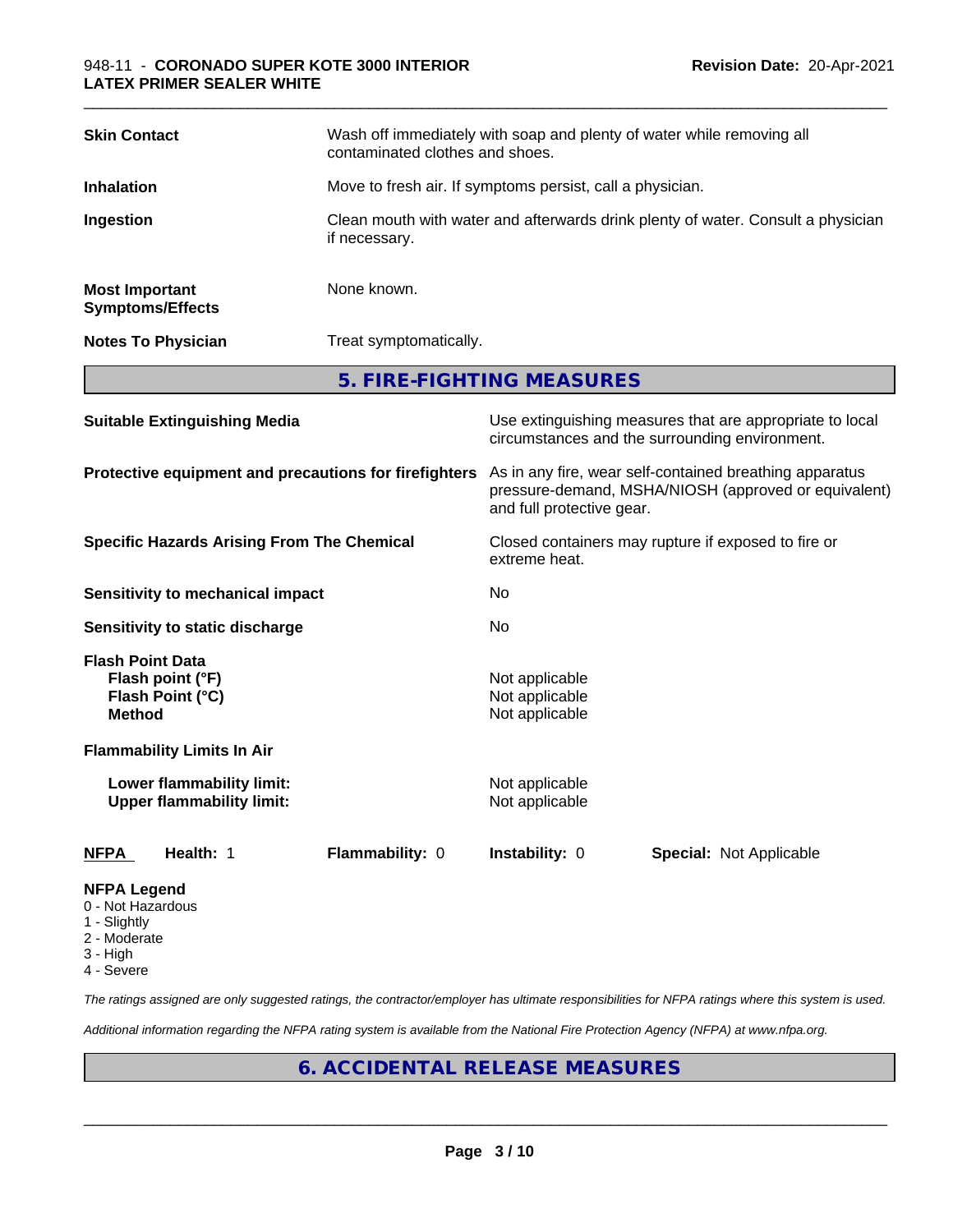| | |
|---|---|
| **Skin Contact** | Wash off immediately with soap and plenty of water while removing all contaminated clothes and shoes. |
| **Inhalation** | Move to fresh air. If symptoms persist, call a physician. |
| **Ingestion** | Clean mouth with water and afterwards drink plenty of water. Consult a physician if necessary. |
| **Most Important Symptoms/Effects** | None known. |
| **Notes To Physician** | Treat symptomatically. |

## 5. FIRE-FIGHTING MEASURES

| | |
|---|---|
| **Suitable Extinguishing Media** | Use extinguishing measures that are appropriate to local circumstances and the surrounding environment. |
| **Protective equipment and precautions for firefighters** | As in any fire, wear self-contained breathing apparatus pressure-demand, MSHA/NIOSH (approved or equivalent) and full protective gear. |
| **Specific Hazards Arising From The Chemical** | Closed containers may rupture if exposed to fire or extreme heat. |
| **Sensitivity to mechanical impact** | No |
| **Sensitivity to static discharge** | No |

**Flash Point Data**

| | |
|---|---|
| **Flash point (°F)** | Not applicable |
| **Flash Point (°C)** | Not applicable |
| **Method** | Not applicable |

**Flammability Limits In Air**

| | |
|---|---|
| **Lower flammability limit:** | Not applicable |
| **Upper flammability limit:** | Not applicable |

| **NFPA** | **Health:** 1 | **Flammability:** 0 | **Instability:** 0 | **Special:** Not Applicable |
|---|---|---|---|---|

**NFPA Legend**
- 0 - Not Hazardous
- 1 - Slightly
- 2 - Moderate
- 3 - High
- 4 - Severe

*The ratings assigned are only suggested ratings, the contractor/employer has ultimate responsibilities for NFPA ratings where this system is used.*

*Additional information regarding the NFPA rating system is available from the National Fire Protection Agency (NFPA) at www.nfpa.org.*

## 6. ACCIDENTAL RELEASE MEASURES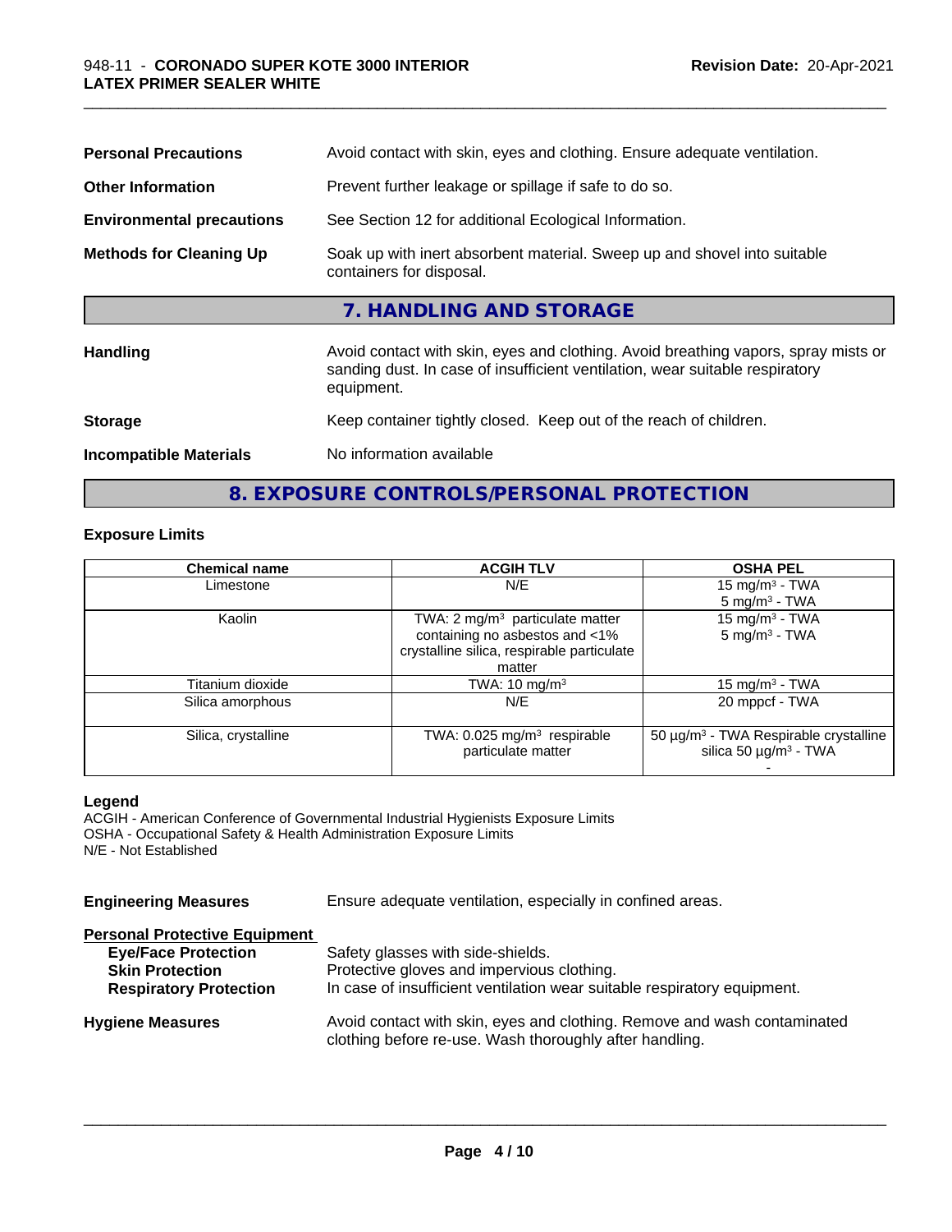| | |
|---|---|
| **Personal Precautions** | Avoid contact with skin, eyes and clothing. Ensure adequate ventilation. |
| **Other Information** | Prevent further leakage or spillage if safe to do so. |
| **Environmental precautions** | See Section 12 for additional Ecological Information. |
| **Methods for Cleaning Up** | Soak up with inert absorbent material. Sweep up and shovel into suitable containers for disposal. |

## 7. HANDLING AND STORAGE

| | |
|---|---|
| **Handling** | Avoid contact with skin, eyes and clothing. Avoid breathing vapors, spray mists or sanding dust. In case of insufficient ventilation, wear suitable respiratory equipment. |
| **Storage** | Keep container tightly closed. Keep out of the reach of children. |
| **Incompatible Materials** | No information available |

## 8. EXPOSURE CONTROLS/PERSONAL PROTECTION

### Exposure Limits

| Chemical name | ACGIH TLV | OSHA PEL |
|---|---|---|
| Limestone | N/E | 15 mg/m³ - TWA<br>5 mg/m³ - TWA |
| Kaolin | TWA: 2 mg/m³ particulate matter containing no asbestos and <1% crystalline silica, respirable particulate matter | 15 mg/m³ - TWA<br>5 mg/m³ - TWA |
| Titanium dioxide | TWA: 10 mg/m³ | 15 mg/m³ - TWA |
| Silica amorphous | N/E | 20 mppcf - TWA |
| Silica, crystalline | TWA: 0.025 mg/m³ respirable particulate matter | 50 µg/m³ - TWA Respirable crystalline silica 50 µg/m³ - TWA<br>- |

**Legend**
ACGIH - American Conference of Governmental Industrial Hygienists Exposure Limits
OSHA - Occupational Safety & Health Administration Exposure Limits
N/E - Not Established

**Engineering Measures** Ensure adequate ventilation, especially in confined areas.

**Personal Protective Equipment**

- **Eye/Face Protection** Safety glasses with side-shields.
- **Skin Protection** Protective gloves and impervious clothing.
- **Respiratory Protection** In case of insufficient ventilation wear suitable respiratory equipment.

**Hygiene Measures** Avoid contact with skin, eyes and clothing. Remove and wash contaminated clothing before re-use. Wash thoroughly after handling.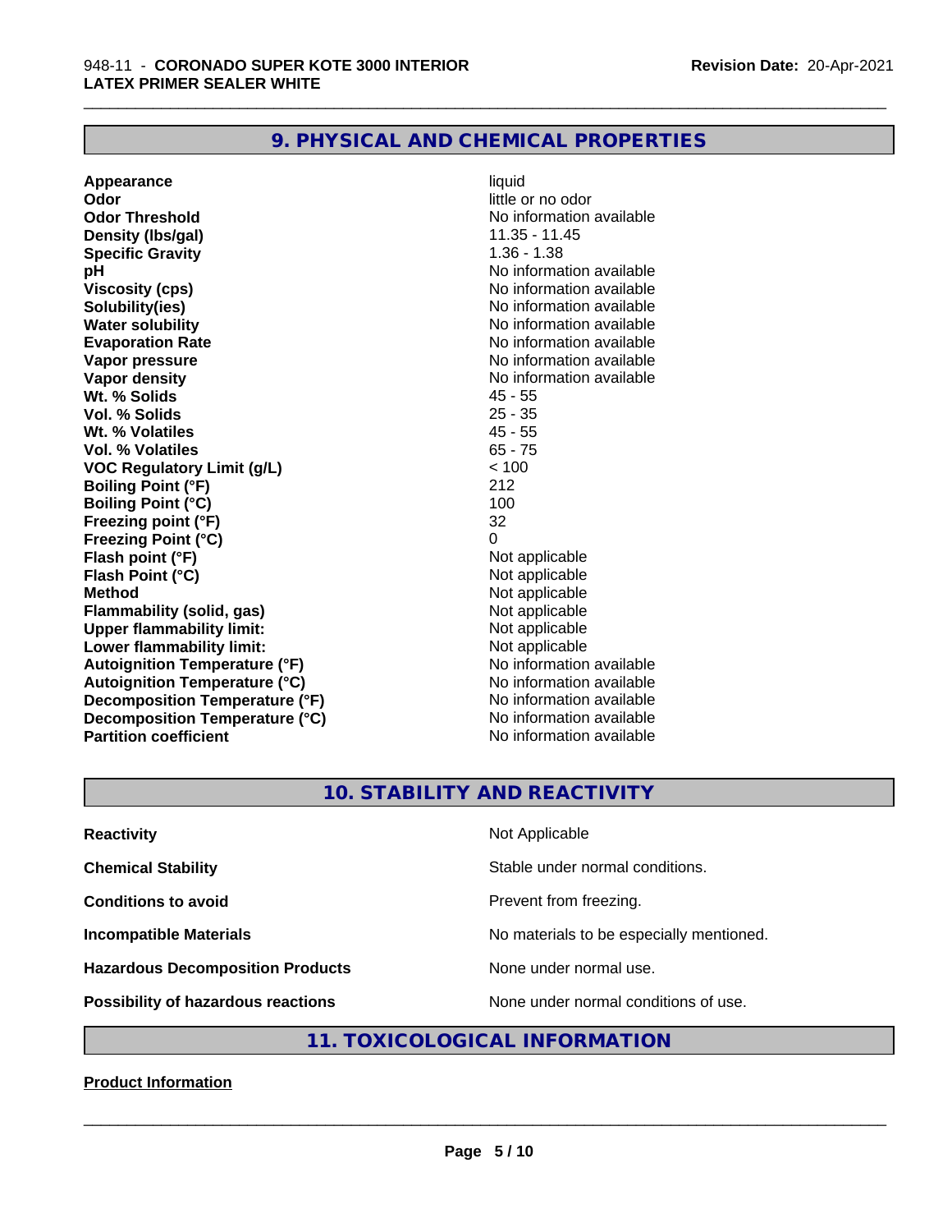## 9. PHYSICAL AND CHEMICAL PROPERTIES

| | |
|---|---|
| **Appearance** | liquid |
| **Odor** | little or no odor |
| **Odor Threshold** | No information available |
| **Density (lbs/gal)** | 11.35 - 11.45 |
| **Specific Gravity** | 1.36 - 1.38 |
| **pH** | No information available |
| **Viscosity (cps)** | No information available |
| **Solubility(ies)** | No information available |
| **Water solubility** | No information available |
| **Evaporation Rate** | No information available |
| **Vapor pressure** | No information available |
| **Vapor density** | No information available |
| **Wt. % Solids** | 45 - 55 |
| **Vol. % Solids** | 25 - 35 |
| **Wt. % Volatiles** | 45 - 55 |
| **Vol. % Volatiles** | 65 - 75 |
| **VOC Regulatory Limit (g/L)** | < 100 |
| **Boiling Point (°F)** | 212 |
| **Boiling Point (°C)** | 100 |
| **Freezing point (°F)** | 32 |
| **Freezing Point (°C)** | 0 |
| **Flash point (°F)** | Not applicable |
| **Flash Point (°C)** | Not applicable |
| **Method** | Not applicable |
| **Flammability (solid, gas)** | Not applicable |
| **Upper flammability limit:** | Not applicable |
| **Lower flammability limit:** | Not applicable |
| **Autoignition Temperature (°F)** | No information available |
| **Autoignition Temperature (°C)** | No information available |
| **Decomposition Temperature (°F)** | No information available |
| **Decomposition Temperature (°C)** | No information available |
| **Partition coefficient** | No information available |

## 10. STABILITY AND REACTIVITY

| | |
|---|---|
| **Reactivity** | Not Applicable |
| **Chemical Stability** | Stable under normal conditions. |
| **Conditions to avoid** | Prevent from freezing. |
| **Incompatible Materials** | No materials to be especially mentioned. |
| **Hazardous Decomposition Products** | None under normal use. |
| **Possibility of hazardous reactions** | None under normal conditions of use. |

## 11. TOXICOLOGICAL INFORMATION

**Product Information**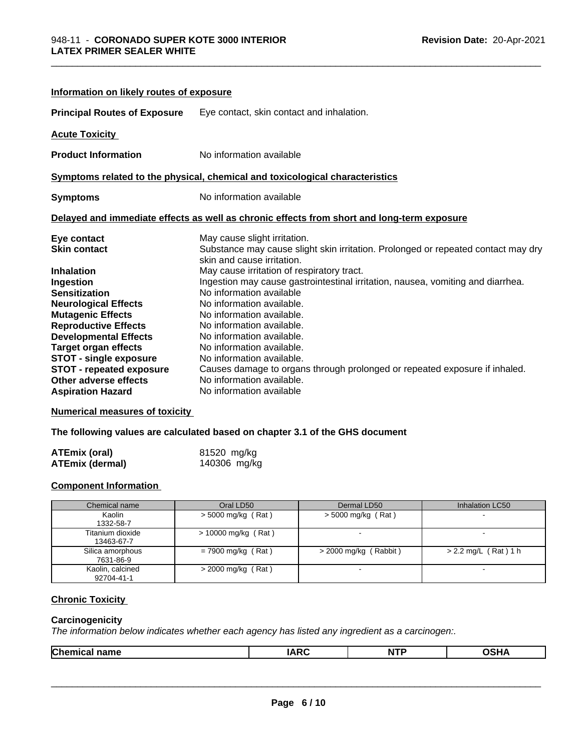### Information on likely routes of exposure

**Principal Routes of Exposure** Eye contact, skin contact and inhalation.

### Acute Toxicity

**Product Information** No information available

### Symptoms related to the physical, chemical and toxicological characteristics

**Symptoms** No information available

### Delayed and immediate effects as well as chronic effects from short and long-term exposure

**Eye contact** May cause slight irritation.
**Skin contact** Substance may cause slight skin irritation. Prolonged or repeated contact may dry skin and cause irritation.
**Inhalation** May cause irritation of respiratory tract.
**Ingestion** Ingestion may cause gastrointestinal irritation, nausea, vomiting and diarrhea.
**Sensitization** No information available
**Neurological Effects** No information available.
**Mutagenic Effects** No information available.
**Reproductive Effects** No information available.
**Developmental Effects** No information available.
**Target organ effects** No information available.
**STOT - single exposure** No information available.
**STOT - repeated exposure** Causes damage to organs through prolonged or repeated exposure if inhaled.
**Other adverse effects** No information available.
**Aspiration Hazard** No information available

### Numerical measures of toxicity

**The following values are calculated based on chapter 3.1 of the GHS document**

**ATEmix (oral)** 81520 mg/kg
**ATEmix (dermal)** 140306 mg/kg

### Component Information

| Chemical name | Oral LD50 | Dermal LD50 | Inhalation LC50 |
|---|---|---|---|
| Kaolin<br>1332-58-7 | > 5000 mg/kg ( Rat ) | > 5000 mg/kg ( Rat ) | - |
| Titanium dioxide<br>13463-67-7 | > 10000 mg/kg ( Rat ) | - | - |
| Silica amorphous<br>7631-86-9 | = 7900 mg/kg ( Rat ) | > 2000 mg/kg ( Rabbit ) | > 2.2 mg/L ( Rat ) 1 h |
| Kaolin, calcined<br>92704-41-1 | > 2000 mg/kg ( Rat ) | - | - |

### Chronic Toxicity

**Carcinogenicity**

*The information below indicates whether each agency has listed any ingredient as a carcinogen:.*

| Chemical name | IARC | NTP | OSHA |
|---|---|---|---|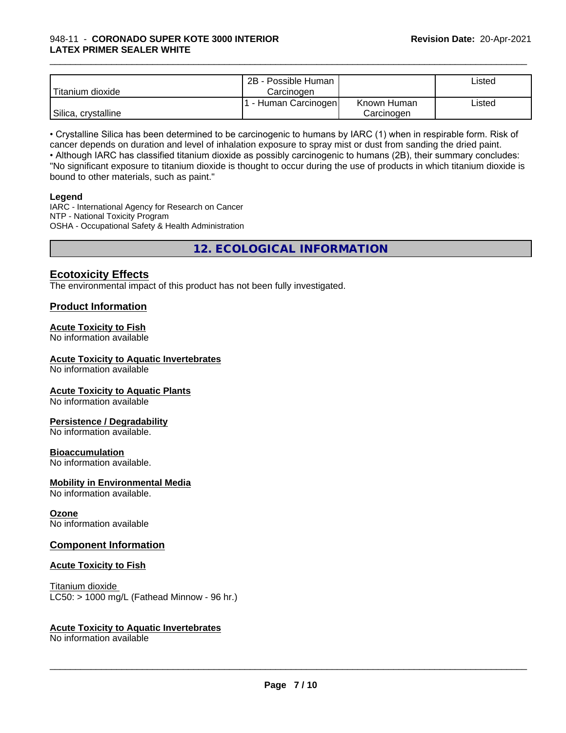| | | | |
|---|---|---|---|
| Titanium dioxide | 2B - Possible Human Carcinogen | | Listed |
| Silica, crystalline | 1 - Human Carcinogen | Known Human Carcinogen | Listed |

• Crystalline Silica has been determined to be carcinogenic to humans by IARC (1) when in respirable form. Risk of cancer depends on duration and level of inhalation exposure to spray mist or dust from sanding the dried paint.
• Although IARC has classified titanium dioxide as possibly carcinogenic to humans (2B), their summary concludes: "No significant exposure to titanium dioxide is thought to occur during the use of products in which titanium dioxide is bound to other materials, such as paint."

**Legend**
IARC - International Agency for Research on Cancer
NTP - National Toxicity Program
OSHA - Occupational Safety & Health Administration

## 12. ECOLOGICAL INFORMATION

### Ecotoxicity Effects
The environmental impact of this product has not been fully investigated.

### Product Information

**Acute Toxicity to Fish**
No information available

**Acute Toxicity to Aquatic Invertebrates**
No information available

**Acute Toxicity to Aquatic Plants**
No information available

**Persistence / Degradability**
No information available.

**Bioaccumulation**
No information available.

**Mobility in Environmental Media**
No information available.

**Ozone**
No information available

### Component Information

**Acute Toxicity to Fish**

Titanium dioxide
LC50: > 1000 mg/L (Fathead Minnow - 96 hr.)

**Acute Toxicity to Aquatic Invertebrates**
No information available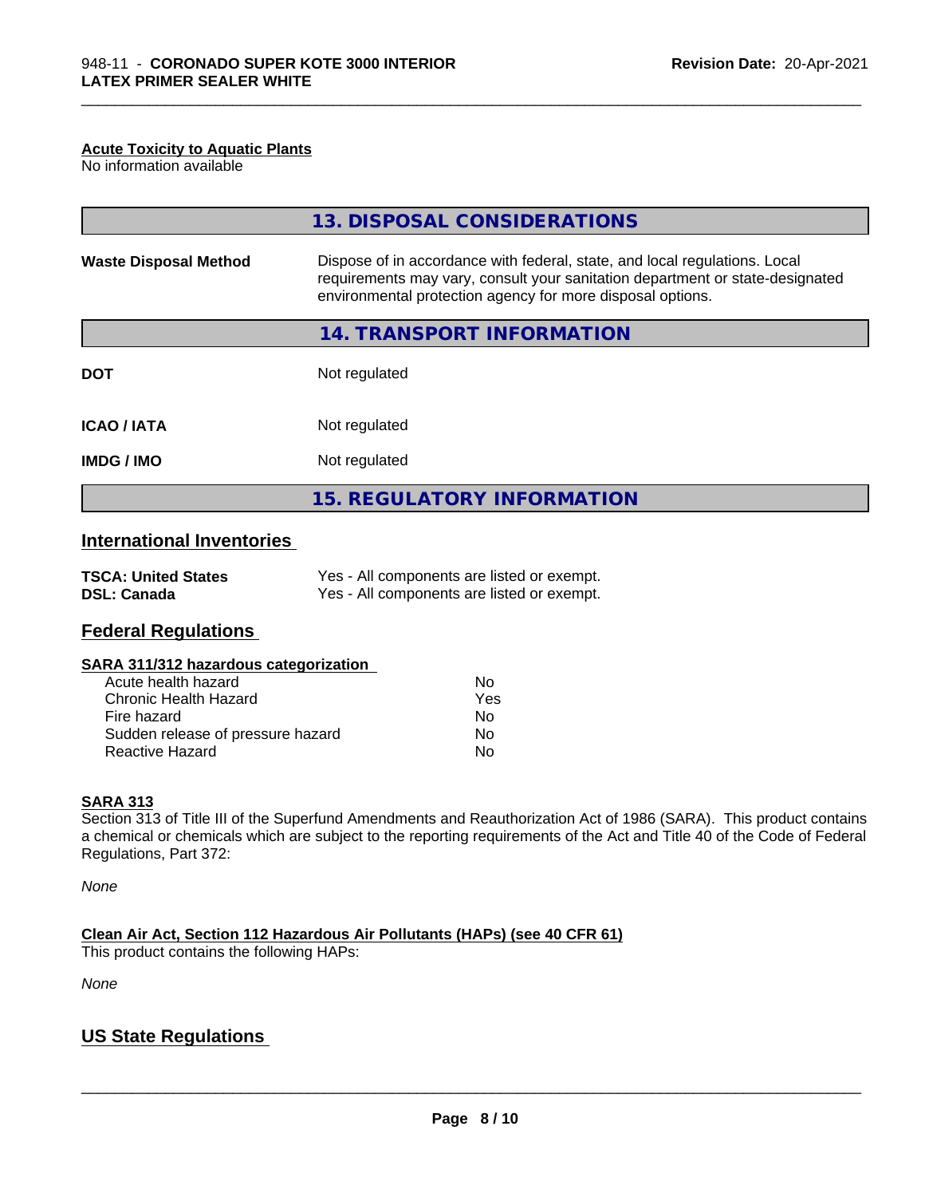**Acute Toxicity to Aquatic Plants**
No information available

## 13. DISPOSAL CONSIDERATIONS

| | |
|---|---|
| **Waste Disposal Method** | Dispose of in accordance with federal, state, and local regulations. Local requirements may vary, consult your sanitation department or state-designated environmental protection agency for more disposal options. |

## 14. TRANSPORT INFORMATION

| | |
|---|---|
| **DOT** | Not regulated |
| **ICAO / IATA** | Not regulated |
| **IMDG / IMO** | Not regulated |

## 15. REGULATORY INFORMATION

### International Inventories

| | |
|---|---|
| **TSCA: United States** | Yes - All components are listed or exempt. |
| **DSL: Canada** | Yes - All components are listed or exempt. |

### Federal Regulations

**SARA 311/312 hazardous categorization**

| | |
|---|---|
| Acute health hazard | No |
| Chronic Health Hazard | Yes |
| Fire hazard | No |
| Sudden release of pressure hazard | No |
| Reactive Hazard | No |

**SARA 313**
Section 313 of Title III of the Superfund Amendments and Reauthorization Act of 1986 (SARA). This product contains a chemical or chemicals which are subject to the reporting requirements of the Act and Title 40 of the Code of Federal Regulations, Part 372:

*None*

**Clean Air Act, Section 112 Hazardous Air Pollutants (HAPs) (see 40 CFR 61)**
This product contains the following HAPs:

*None*

### US State Regulations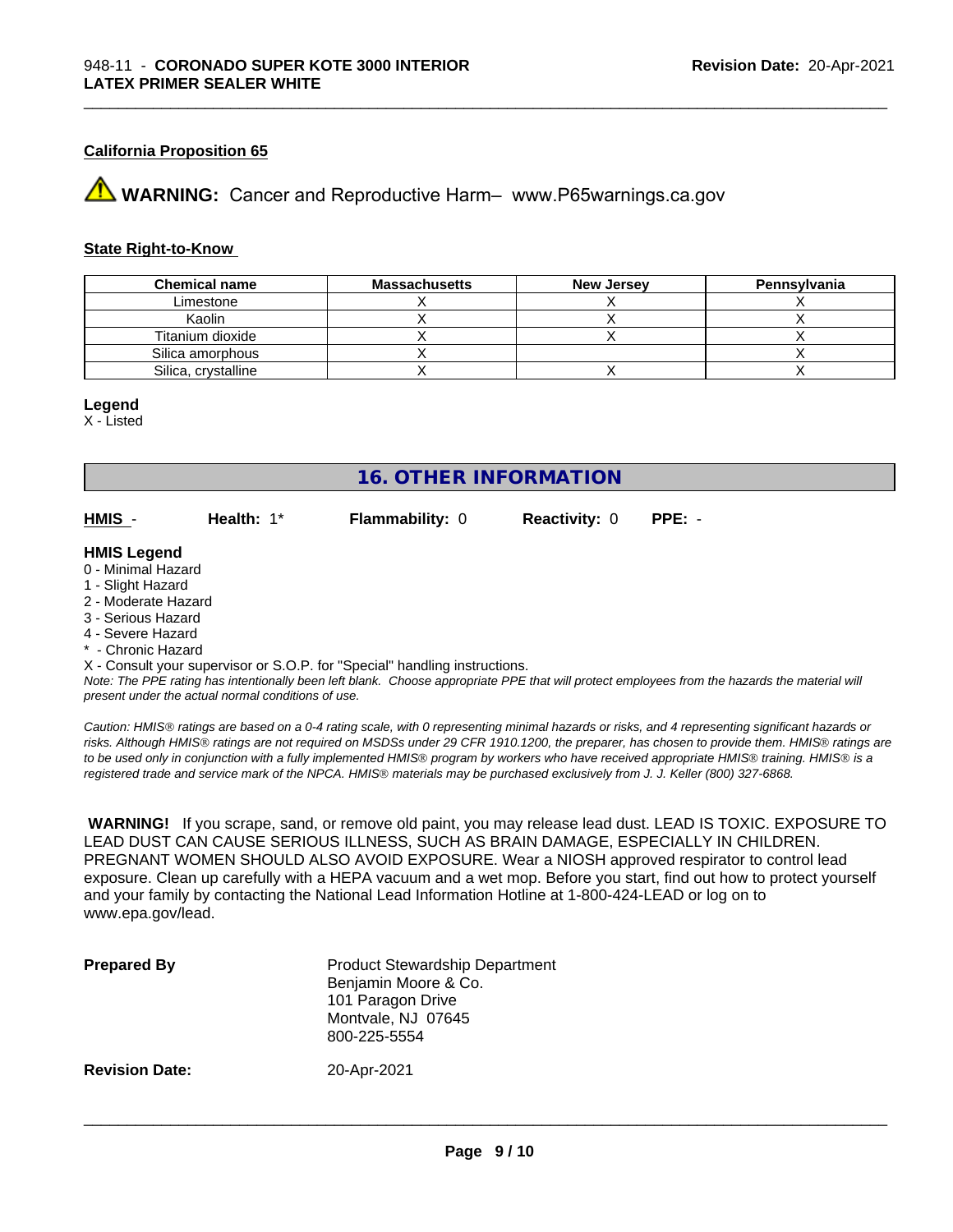#### California Proposition 65

**WARNING:** Cancer and Reproductive Harm– www.P65warnings.ca.gov

#### State Right-to-Know

| Chemical name | Massachusetts | New Jersey | Pennsylvania |
|---|---|---|---|
| Limestone | X | X | X |
| Kaolin | X | X | X |
| Titanium dioxide | X | X | X |
| Silica amorphous | X | | X |
| Silica, crystalline | X | X | X |

**Legend**
X - Listed

## 16. OTHER INFORMATION

**HMIS** - **Health:** 1* **Flammability:** 0 **Reactivity:** 0 **PPE:** -

**HMIS Legend**
0 - Minimal Hazard
1 - Slight Hazard
2 - Moderate Hazard
3 - Serious Hazard
4 - Severe Hazard
* - Chronic Hazard
X - Consult your supervisor or S.O.P. for "Special" handling instructions.

*Note: The PPE rating has intentionally been left blank. Choose appropriate PPE that will protect employees from the hazards the material will present under the actual normal conditions of use.*

*Caution: HMIS® ratings are based on a 0-4 rating scale, with 0 representing minimal hazards or risks, and 4 representing significant hazards or risks. Although HMIS® ratings are not required on MSDSs under 29 CFR 1910.1200, the preparer, has chosen to provide them. HMIS® ratings are to be used only in conjunction with a fully implemented HMIS® program by workers who have received appropriate HMIS® training. HMIS® is a registered trade and service mark of the NPCA. HMIS® materials may be purchased exclusively from J. J. Keller (800) 327-6868.*

**WARNING!** If you scrape, sand, or remove old paint, you may release lead dust. LEAD IS TOXIC. EXPOSURE TO LEAD DUST CAN CAUSE SERIOUS ILLNESS, SUCH AS BRAIN DAMAGE, ESPECIALLY IN CHILDREN. PREGNANT WOMEN SHOULD ALSO AVOID EXPOSURE. Wear a NIOSH approved respirator to control lead exposure. Clean up carefully with a HEPA vacuum and a wet mop. Before you start, find out how to protect yourself and your family by contacting the National Lead Information Hotline at 1-800-424-LEAD or log on to www.epa.gov/lead.

**Prepared By**
Product Stewardship Department
Benjamin Moore & Co.
101 Paragon Drive
Montvale, NJ 07645
800-225-5554

**Revision Date:** 20-Apr-2021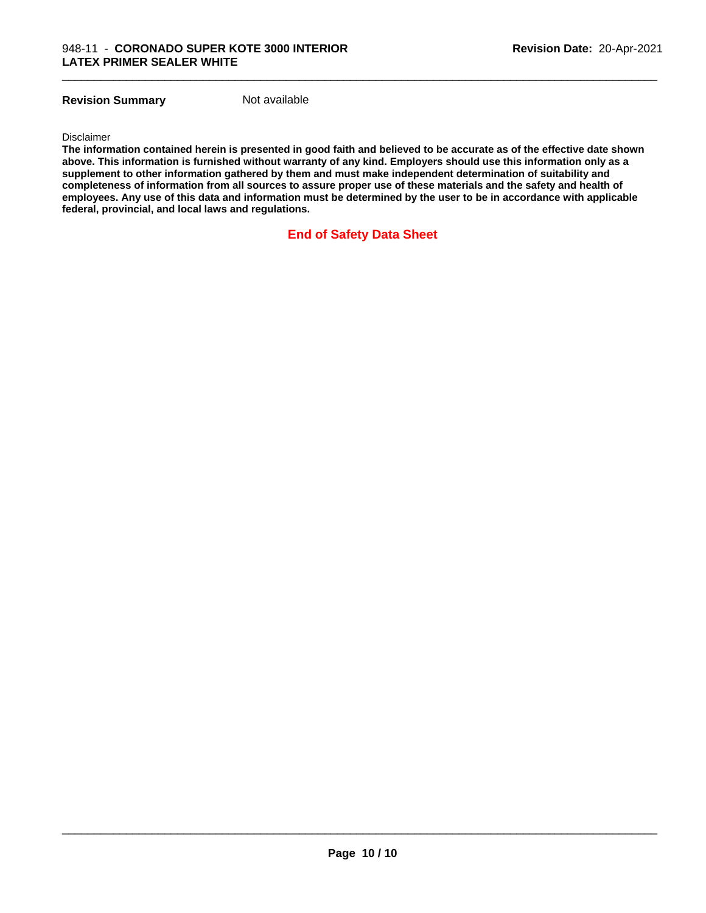**Revision Summary** Not available

Disclaimer

**The information contained herein is presented in good faith and believed to be accurate as of the effective date shown above. This information is furnished without warranty of any kind. Employers should use this information only as a supplement to other information gathered by them and must make independent determination of suitability and completeness of information from all sources to assure proper use of these materials and the safety and health of employees. Any use of this data and information must be determined by the user to be in accordance with applicable federal, provincial, and local laws and regulations.**

**End of Safety Data Sheet**